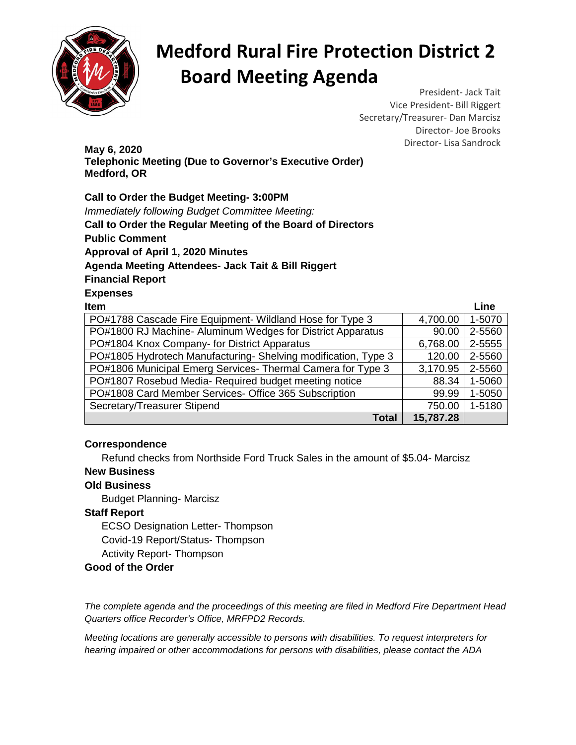# Medford Rural Fire Protection District 2
# Board Meeting Agenda

President- Jack Tait
Vice President- Bill Riggert
Secretary/Treasurer- Dan Marcisz
Director- Joe Brooks
Director- Lisa Sandrock

**May 6, 2020**
**Telephonic Meeting (Due to Governor's Executive Order)**
**Medford, OR**

**Call to Order the Budget Meeting- 3:00PM**

*Immediately following Budget Committee Meeting:*

**Call to Order the Regular Meeting of the Board of Directors**

**Public Comment**

**Approval of April 1, 2020 Minutes**

**Agenda Meeting Attendees- Jack Tait & Bill Riggert**

**Financial Report**

**Expenses**

| Item | | Line |
|---|---|---|
| PO#1788 Cascade Fire Equipment- Wildland Hose for Type 3 | 4,700.00 | 1-5070 |
| PO#1800 RJ Machine- Aluminum Wedges for District Apparatus | 90.00 | 2-5560 |
| PO#1804 Knox Company- for District Apparatus | 6,768.00 | 2-5555 |
| PO#1805 Hydrotech Manufacturing- Shelving modification, Type 3 | 120.00 | 2-5560 |
| PO#1806 Municipal Emerg Services- Thermal Camera for Type 3 | 3,170.95 | 2-5560 |
| PO#1807 Rosebud Media- Required budget meeting notice | 88.34 | 1-5060 |
| PO#1808 Card Member Services- Office 365 Subscription | 99.99 | 1-5050 |
| Secretary/Treasurer Stipend | 750.00 | 1-5180 |
| **Total** | **15,787.28** | |

**Correspondence**

Refund checks from Northside Ford Truck Sales in the amount of $5.04- Marcisz

**New Business**

**Old Business**

Budget Planning- Marcisz

**Staff Report**

ECSO Designation Letter- Thompson

Covid-19 Report/Status- Thompson

Activity Report- Thompson

**Good of the Order**

*The complete agenda and the proceedings of this meeting are filed in Medford Fire Department Head Quarters office Recorder's Office, MRFPD2 Records.*

*Meeting locations are generally accessible to persons with disabilities. To request interpreters for hearing impaired or other accommodations for persons with disabilities, please contact the ADA*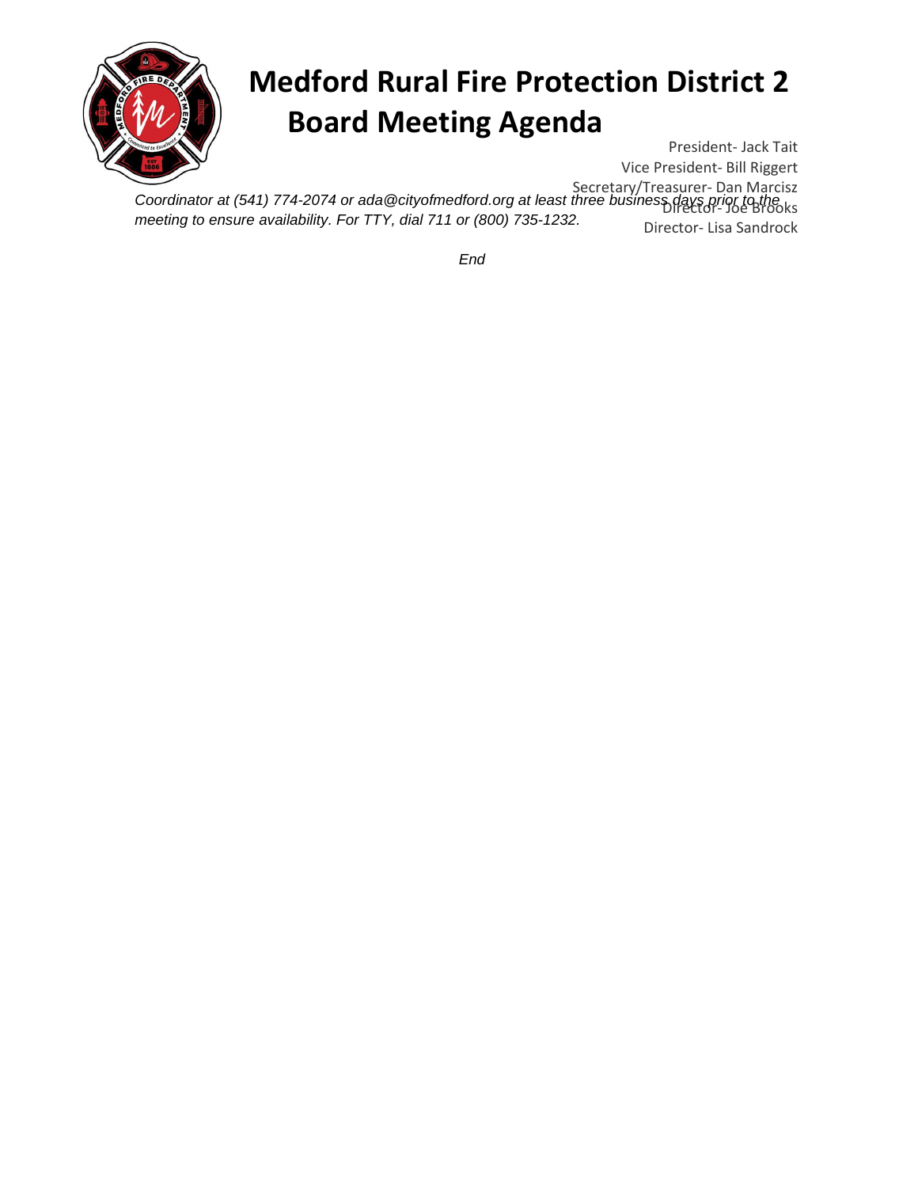# Medford Rural Fire Protection District 2
# Board Meeting Agenda

President- Jack Tait
Vice President- Bill Riggert
Secretary/Treasurer- Dan Marcisz
Director- Joe Brooks
Director- Lisa Sandrock

*Coordinator at (541) 774-2074 or ada@cityofmedford.org at least three business days prior to the meeting to ensure availability. For TTY, dial 711 or (800) 735-1232.*

*End*